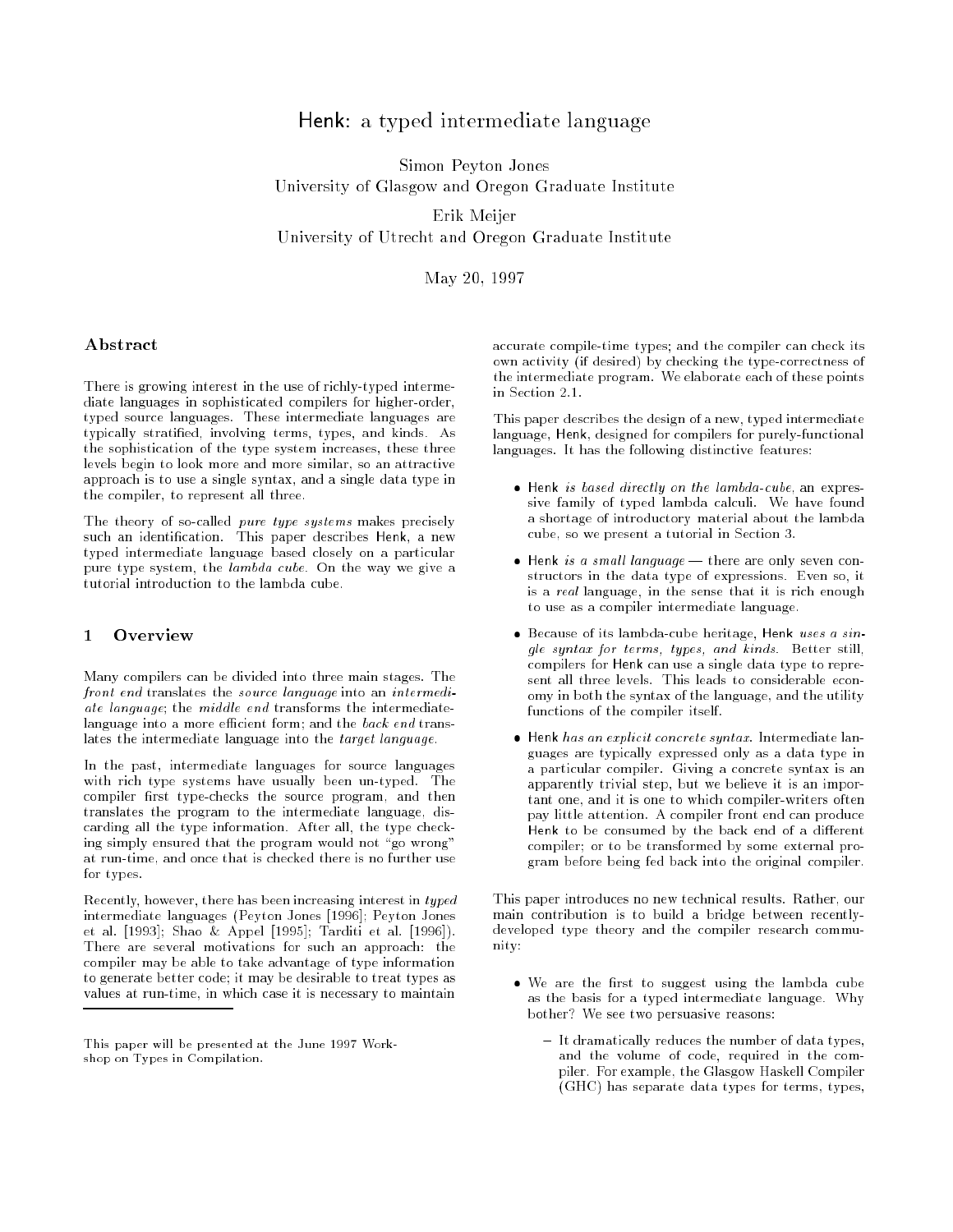# Henk: a typed intermediate language

Simon Peyton Jones
University of Glasgow and Oregon Graduate Institute

Erik Meijer
University of Utrecht and Oregon Graduate Institute

May 20, 1997

## Abstract

There is growing interest in the use of richly-typed intermediate languages in sophisticated compilers for higher-order, typed source languages. These intermediate languages are typically stratified, involving terms, types, and kinds. As the sophistication of the type system increases, these three levels begin to look more and more similar, so an attractive approach is to use a single syntax, and a single data type in the compiler, to represent all three.

The theory of so-called *pure type systems* makes precisely such an identification. This paper describes Henk, a new typed intermediate language based closely on a particular pure type system, the *lambda cube*. On the way we give a tutorial introduction to the lambda cube.

## 1 Overview

Many compilers can be divided into three main stages. The *front end* translates the *source language* into an *intermediate language*; the *middle end* transforms the intermediate-language into a more efficient form; and the *back end* translates the intermediate language into the *target language*.

In the past, intermediate languages for source languages with rich type systems have usually been un-typed. The compiler first type-checks the source program, and then translates the program to the intermediate language, discarding all the type information. After all, the type checking simply ensured that the program would not "go wrong" at run-time, and once that is checked there is no further use for types.

Recently, however, there has been increasing interest in *typed* intermediate languages (Peyton Jones [1996]; Peyton Jones et al. [1993]; Shao & Appel [1995]; Tarditi et al. [1996]). There are several motivations for such an approach: the compiler may be able to take advantage of type information to generate better code; it may be desirable to treat types as values at run-time, in which case it is necessary to maintain accurate compile-time types; and the compiler can check its own activity (if desired) by checking the type-correctness of the intermediate program. We elaborate each of these points in Section 2.1.

This paper describes the design of a new, typed intermediate language, Henk, designed for compilers for purely-functional languages. It has the following distinctive features:

- Henk *is based directly on the lambda-cube*, an expressive family of typed lambda calculi. We have found a shortage of introductory material about the lambda cube, so we present a tutorial in Section 3.
- Henk *is a small language* — there are only seven constructors in the data type of expressions. Even so, it is a *real* language, in the sense that it is rich enough to use as a compiler intermediate language.
- Because of its lambda-cube heritage, Henk *uses a single syntax for terms, types, and kinds*. Better still, compilers for Henk can use a single data type to represent all three levels. This leads to considerable economy in both the syntax of the language, and the utility functions of the compiler itself.
- Henk *has an explicit concrete syntax*. Intermediate languages are typically expressed only as a data type in a particular compiler. Giving a concrete syntax is an apparently trivial step, but we believe it is an important one, and it is one to which compiler-writers often pay little attention. A compiler front end can produce Henk to be consumed by the back end of a different compiler; or to be transformed by some external program before being fed back into the original compiler.

This paper introduces no new technical results. Rather, our main contribution is to build a bridge between recently-developed type theory and the compiler research community:

- We are the first to suggest using the lambda cube as the basis for a typed intermediate language. Why bother? We see two persuasive reasons:
  - It dramatically reduces the number of data types, and the volume of code, required in the compiler. For example, the Glasgow Haskell Compiler (GHC) has separate data types for terms, types,

This paper will be presented at the June 1997 Workshop on Types in Compilation.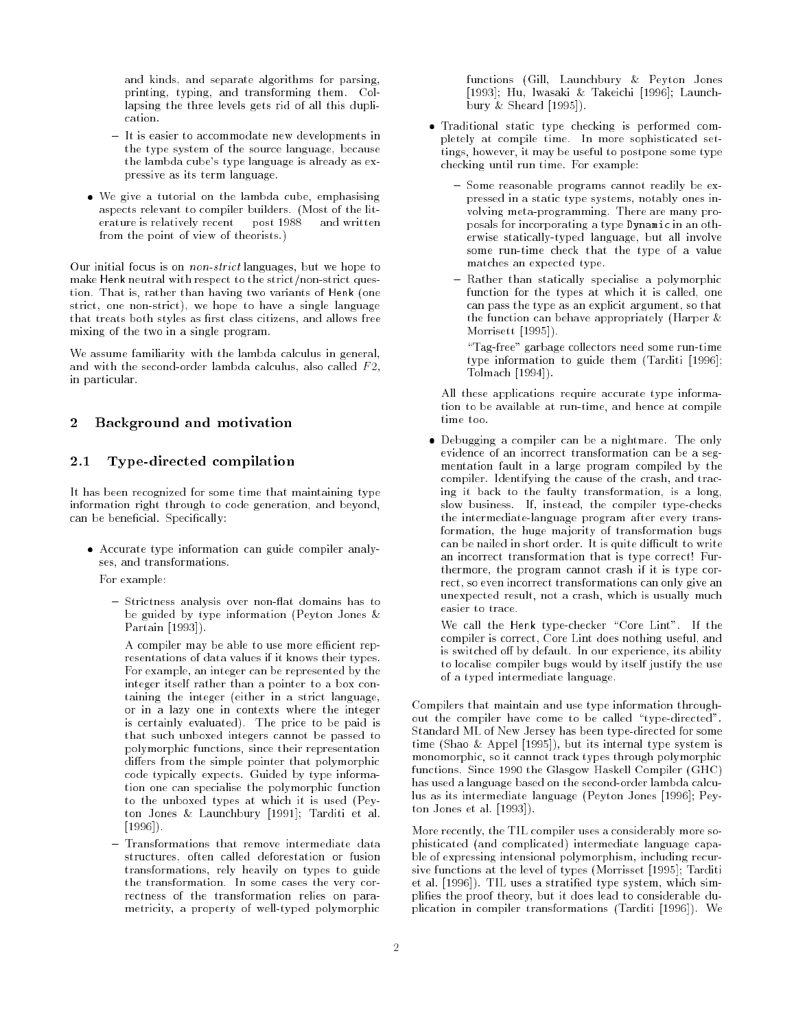and kinds, and separate algorithms for parsing, printing, typing, and transforming them. Collapsing the three levels gets rid of all this duplication.

  - It is easier to accommodate new developments in the type system of the source language, because the lambda cube's type language is already as expressive as its term language.

- We give a tutorial on the lambda cube, emphasising aspects relevant to compiler builders. (Most of the literature is relatively recent — post 1988 — and written from the point of view of theorists.)

Our initial focus is on *non-strict* languages, but we hope to make Henk neutral with respect to the strict/non-strict question. That is, rather than having two variants of Henk (one strict, one non-strict), we hope to have a single language that treats both styles as first class citizens, and allows free mixing of the two in a single program.

We assume familiarity with the lambda calculus in general, and with the second-order lambda calculus, also called $F2$, in particular.

## 2 Background and motivation

### 2.1 Type-directed compilation

It has been recognized for some time that maintaining type information right through to code generation, and beyond, can be beneficial. Specifically:

- Accurate type information can guide compiler analyses, and transformations.

  For example:

  - Strictness analysis over non-flat domains has to be guided by type information (Peyton Jones & Partain [1993]).

    A compiler may be able to use more efficient representations of data values if it knows their types. For example, an integer can be represented by the integer itself rather than a pointer to a box containing the integer (either in a strict language, or in a lazy one in contexts where the integer is certainly evaluated). The price to be paid is that such unboxed integers cannot be passed to polymorphic functions, since their representation differs from the simple pointer that polymorphic code typically expects. Guided by type information one can specialise the polymorphic function to the unboxed types at which it is used (Peyton Jones & Launchbury [1991]; Tarditi et al. [1996]).

  - Transformations that remove intermediate data structures, often called deforestation or fusion transformations, rely heavily on types to guide the transformation. In some cases the very correctness of the transformation relies on parametricity, a property of well-typed polymorphic functions (Gill, Launchbury & Peyton Jones [1993]; Hu, Iwasaki & Takeichi [1996]; Launchbury & Sheard [1995]).

- Traditional static type checking is performed completely at compile time. In more sophisticated settings, however, it may be useful to postpone some type checking until run time. For example:

  - Some reasonable programs cannot readily be expressed in a static type systems, notably ones involving meta-programming. There are many proposals for incorporating a type Dynamic in an otherwise statically-typed language, but all involve some run-time check that the type of a value matches an expected type.

  - Rather than statically specialise a polymorphic function for the types at which it is called, one can pass the type as an explicit argument, so that the function can behave appropriately (Harper & Morrisett [1995]).

    "Tag-free" garbage collectors need some run-time type information to guide them (Tarditi [1996]; Tolmach [1994]).

  All these applications require accurate type information to be available at run-time, and hence at compile time too.

- Debugging a compiler can be a nightmare. The only evidence of an incorrect transformation can be a segmentation fault in a large program compiled by the compiler. Identifying the cause of the crash, and tracing it back to the faulty transformation, is a long, slow business. If, instead, the compiler type-checks the intermediate-language program after every transformation, the huge majority of transformation bugs can be nailed in short order. It is quite difficult to write an incorrect transformation that is type correct! Furthermore, the program cannot crash if it is type correct, so even incorrect transformations can only give an unexpected result, not a crash, which is usually much easier to trace.

  We call the Henk type-checker "Core Lint". If the compiler is correct, Core Lint does nothing useful, and is switched off by default. In our experience, its ability to localise compiler bugs would by itself justify the use of a typed intermediate language.

Compilers that maintain and use type information throughout the compiler have come to be called "type-directed". Standard ML of New Jersey has been type-directed for some time (Shao & Appel [1995]), but its internal type system is monomorphic, so it cannot track types through polymorphic functions. Since 1990 the Glasgow Haskell Compiler (GHC) has used a language based on the second-order lambda calculus as its intermediate language (Peyton Jones [1996]; Peyton Jones et al. [1993]).

More recently, the TIL compiler uses a considerably more sophisticated (and complicated) intermediate language capable of expressing intensional polymorphism, including recursive functions at the level of types (Morrisset [1995]; Tarditi et al. [1996]). TIL uses a stratified type system, which simplifies the proof theory, but it does lead to considerable duplication in compiler transformations (Tarditi [1996]). We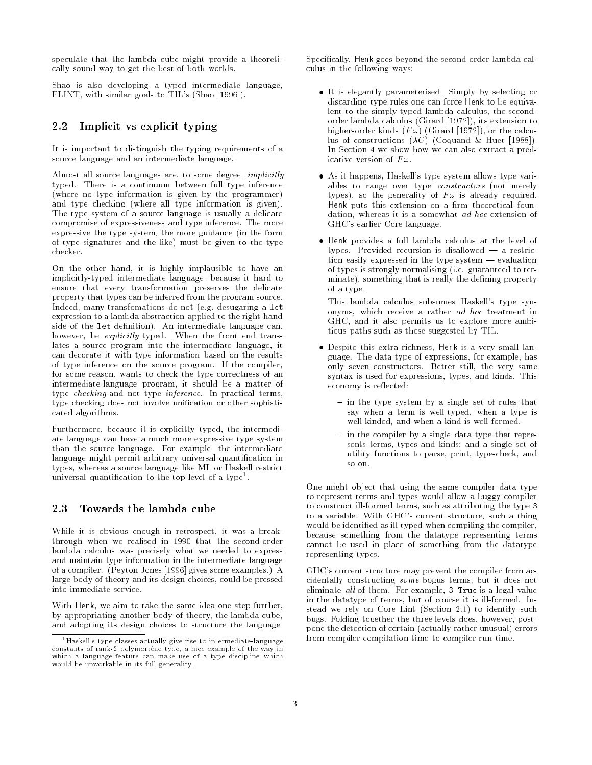speculate that the lambda cube might provide a theoretically sound way to get the best of both worlds.

Shao is also developing a typed intermediate language, FLINT, with similar goals to TIL's (Shao [1996]).

## 2.2 Implicit vs explicit typing

It is important to distinguish the typing requirements of a source language and an intermediate language.

Almost all source languages are, to some degree, *implicitly* typed. There is a continuum between full type inference (where no type information is given by the programmer) and type checking (where all type information is given). The type system of a source language is usually a delicate compromise of expressiveness and type inference. The more expressive the type system, the more guidance (in the form of type signatures and the like) must be given to the type checker.

On the other hand, it is highly implausible to have an implicitly-typed intermediate language, because it hard to ensure that every transformation preserves the delicate property that types can be inferred from the program source. Indeed, many transfomations do not (e.g. desugaring a `let` expression to a lambda abstraction applied to the right-hand side of the `let` definition). An intermediate language can, however, be *explicitly* typed. When the front end translates a source program into the intermediate language, it can decorate it with type information based on the results of type inference on the source program. If the compiler, for some reason, wants to check the type-correctness of an intermediate-language program, it should be a matter of type *checking* and not type *inference*. In practical terms, type checking does not involve unification or other sophisticated algorithms.

Furthermore, because it is explicitly typed, the intermediate language can have a much more expressive type system than the source language. For example, the intermediate language might permit arbitrary universal quantification in types, whereas a source language like ML or Haskell restrict universal quantification to the top level of a type[1].

## 2.3 Towards the lambda cube

While it is obvious enough in retrospect, it was a breakthrough when we realised in 1990 that the second-order lambda calculus was precisely what we needed to express and maintain type information in the intermediate language of a compiler. (Peyton Jones [1996] gives some examples.) A large body of theory and its design choices, could be pressed into immediate service.

With Henk, we aim to take the same idea one step further, by appropriating another body of theory, the lambda-cube, and adopting its design choices to structure the language.

[1] Haskell's type classes actually give rise to intermediate-language constants of rank-2 polymorphic type, a nice example of the way in which a language feature can make use of a type discipline which would be unworkable in its full generality.

Specifically, Henk goes beyond the second order lambda calculus in the following ways:

- It is elegantly parameterised. Simply by selecting or discarding type rules one can force Henk to be equivalent to the simply-typed lambda calculus, the second-order lambda calculus (Girard [1972]), its extension to higher-order kinds ($F\omega$) (Girard [1972]), or the calculus of constructions ($\lambda C$) (Coquand & Huet [1988]). In Section 4 we show how we can also extract a predicative version of $F\omega$.
- As it happens, Haskell's type system allows type variables to range over type *constructors* (not merely types), so the generality of $F\omega$ is already required. Henk puts this extension on a firm theoretical foundation, whereas it is a somewhat *ad hoc* extension of GHC's earlier Core language.
- Henk provides a full lambda calculus at the level of types. Provided recursion is disallowed — a restriction easily expressed in the type system — evaluation of types is strongly normalising (i.e. guaranteed to terminate), something that is really the defining property of a type.

  This lambda calculus subsumes Haskell's type synonyms, which receive a rather *ad hoc* treatment in GHC, and it also permits us to explore more ambitious paths such as those suggested by TIL.
- Despite this extra richness, Henk is a very small language. The data type of expressions, for example, has only seven constructors. Better still, the very same syntax is used for expressions, types, and kinds. This economy is reflected:
  - in the type system by a single set of rules that say when a term is well-typed, when a type is well-kinded, and when a kind is well formed.
  - in the compiler by a single data type that represents terms, types and kinds; and a single set of utility functions to parse, print, type-check, and so on.

One might object that using the same compiler data type to represent terms and types would allow a buggy compiler to construct ill-formed terms, such as attributing the type `3` to a variable. With GHC's current structure, such a thing would be identified as ill-typed when compiling the compiler, because something from the datatype representing terms cannot be used in place of something from the datatype representing types.

GHC's current structure may prevent the compiler from accidentally constructing *some* bogus terms, but it does not eliminate *all* of them. For example, `3 True` is a legal value in the datatype of terms, but of course it is ill-formed. Instead we rely on Core Lint (Section 2.1) to identify such bugs. Folding together the three levels does, however, postpone the detection of certain (actually rather unusual) errors from compiler-compilation-time to compiler-run-time.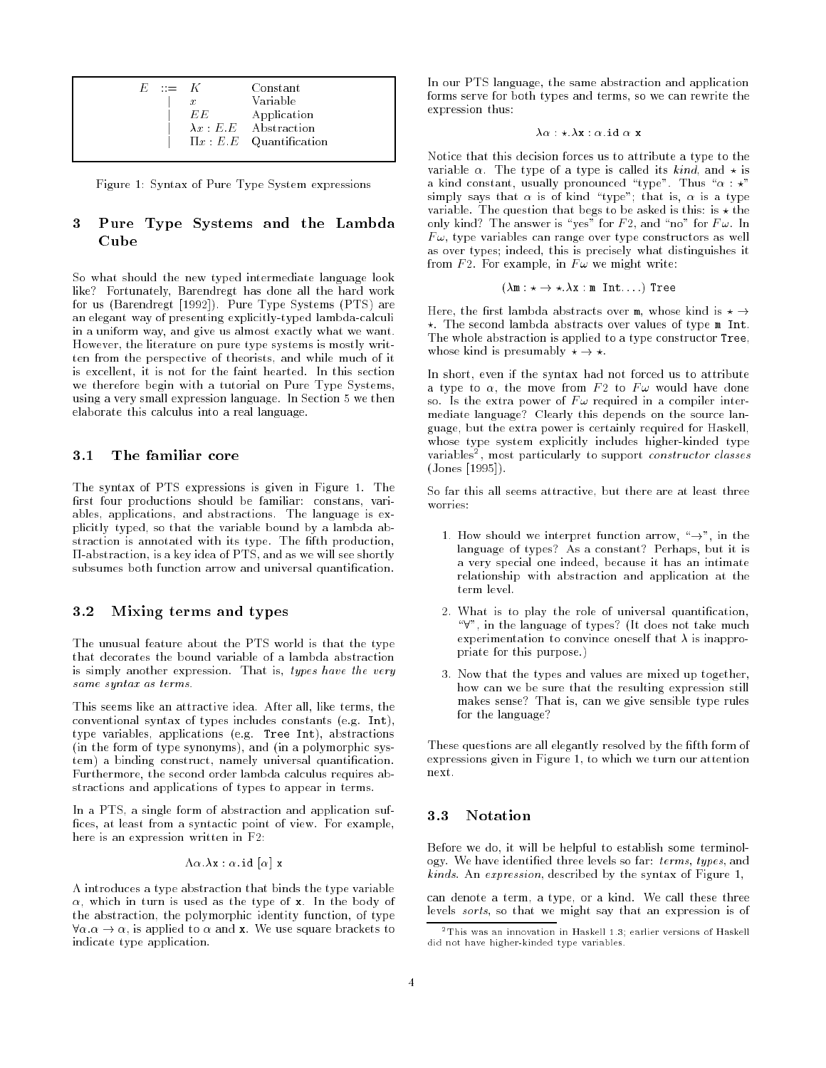$$
\begin{array}{lcll}
E & ::= & K & \text{Constant} \\
 & | & x & \text{Variable} \\
 & | & E E & \text{Application} \\
 & | & \lambda x : E . E & \text{Abstraction} \\
 & | & \Pi x : E . E & \text{Quantification}
\end{array}
$$

Figure 1: Syntax of Pure Type System expressions

## 3 Pure Type Systems and the Lambda Cube

So what should the new typed intermediate language look like? Fortunately, Barendregt has done all the hard work for us (Barendregt [1992]). Pure Type Systems (PTS) are an elegant way of presenting explicitly-typed lambda-calculi in a uniform way, and give us almost exactly what we want. However, the literature on pure type systems is mostly written from the perspective of theorists, and while much of it is excellent, it is not for the faint hearted. In this section we therefore begin with a tutorial on Pure Type Systems, using a very small expression language. In Section 5 we then elaborate this calculus into a real language.

### 3.1 The familiar core

The syntax of PTS expressions is given in Figure 1. The first four productions should be familiar: constans, variables, applications, and abstractions. The language is explicitly typed, so that the variable bound by a lambda abstraction is annotated with its type. The fifth production, $\Pi$-abstraction, is a key idea of PTS, and as we will see shortly subsumes both function arrow and universal quantification.

### 3.2 Mixing terms and types

The unusual feature about the PTS world is that the type that decorates the bound variable of a lambda abstraction is simply another expression. That is, *types have the very same syntax as terms*.

This seems like an attractive idea. After all, like terms, the conventional syntax of types includes constants (e.g. `Int`), type variables, applications (e.g. `Tree Int`), abstractions (in the form of type synonyms), and (in a polymorphic system) a binding construct, namely universal quantification. Furthermore, the second order lambda calculus requires abstractions and applications of types to appear in terms.

In a PTS, a single form of abstraction and application suffices, at least from a syntactic point of view. For example, here is an expression written in F2:

$$\Lambda\alpha.\lambda \mathtt{x} : \alpha.\mathtt{id}\ [\alpha]\ \mathtt{x}$$

$\Lambda$ introduces a type abstraction that binds the type variable $\alpha$, which in turn is used as the type of `x`. In the body of the abstraction, the polymorphic identity function, of type $\forall\alpha.\alpha \rightarrow \alpha$, is applied to $\alpha$ and `x`. We use square brackets to indicate type application.

In our PTS language, the same abstraction and application forms serve for both types and terms, so we can rewrite the expression thus:

$$\lambda\alpha : \star.\lambda \mathtt{x} : \alpha.\mathtt{id}\ \alpha\ \mathtt{x}$$

Notice that this decision forces us to attribute a type to the variable $\alpha$. The type of a type is called its *kind*, and $\star$ is a kind constant, usually pronounced "type". Thus "$\alpha : \star$" simply says that $\alpha$ is of kind "type"; that is, $\alpha$ is a type variable. The question that begs to be asked is this: is $\star$ the only kind? The answer is "yes" for $F2$, and "no" for $F\omega$. In $F\omega$, type variables can range over type constructors as well as over types; indeed, this is precisely what distinguishes it from $F2$. For example, in $F\omega$ we might write:

$$(\lambda \mathtt{m} : \star \rightarrow \star.\lambda \mathtt{x} : \mathtt{m\ Int}.\ldots)\ \mathtt{Tree}$$

Here, the first lambda abstracts over `m`, whose kind is $\star \rightarrow \star$. The second lambda abstracts over values of type `m Int`. The whole abstraction is applied to a type constructor `Tree`, whose kind is presumably $\star \rightarrow \star$.

In short, even if the syntax had not forced us to attribute a type to $\alpha$, the move from $F2$ to $F\omega$ would have done so. Is the extra power of $F\omega$ required in a compiler intermediate language? Clearly this depends on the source language, but the extra power is certainly required for Haskell, whose type system explicitly includes higher-kinded type variables[2], most particularly to support *constructor classes* (Jones [1995]).

So far this all seems attractive, but there are at least three worries:

1. How should we interpret function arrow, "$\rightarrow$", in the language of types? As a constant? Perhaps, but it is a very special one indeed, because it has an intimate relationship with abstraction and application at the term level.
2. What is to play the role of universal quantification, "$\forall$", in the language of types? (It does not take much experimentation to convince oneself that $\lambda$ is inappropriate for this purpose.)
3. Now that the types and values are mixed up together, how can we be sure that the resulting expression still makes sense? That is, can we give sensible type rules for the language?

These questions are all elegantly resolved by the fifth form of expressions given in Figure 1, to which we turn our attention next.

### 3.3 Notation

Before we do, it will be helpful to establish some terminology. We have identified three levels so far: *terms*, *types*, and *kinds*. An *expression*, described by the syntax of Figure 1, can denote a term, a type, or a kind. We call these three levels *sorts*, so that we might say that an expression is of

[2] This was an innovation in Haskell 1.3; earlier versions of Haskell did not have higher-kinded type variables.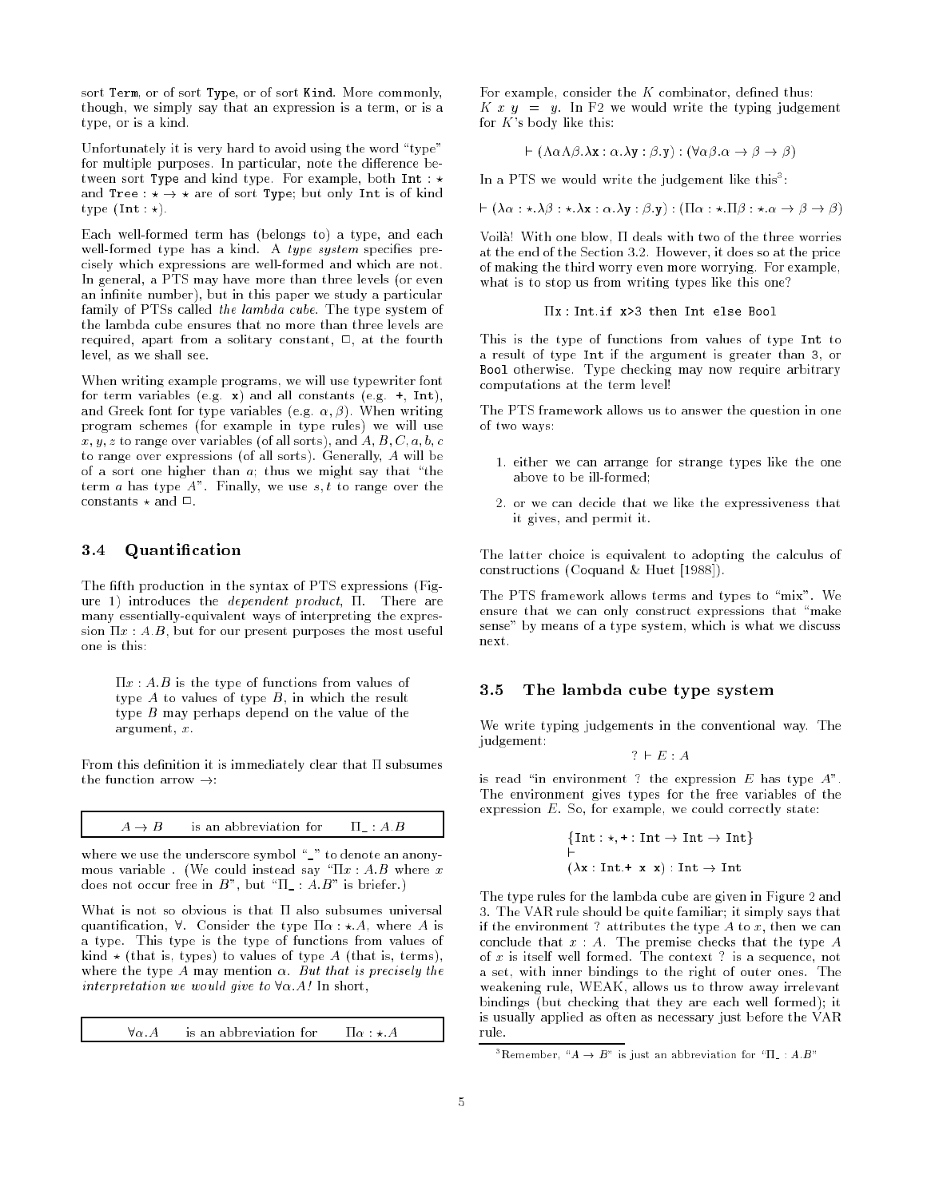sort `Term`, or of sort `Type`, or of sort `Kind`. More commonly, though, we simply say that an expression is a term, or is a type, or is a kind.

Unfortunately it is very hard to avoid using the word "type" for multiple purposes. In particular, note the difference between sort Type and kind type. For example, both $\texttt{Int} : \star$ and $\texttt{Tree} : \star \to \star$ are of sort `Type`; but only `Int` is of kind type ($\texttt{Int} : \star$).

Each well-formed term has (belongs to) a type, and each well-formed type has a kind. A *type system* specifies precisely which expressions are well-formed and which are not. In general, a PTS may have more than three levels (or even an infinite number), but in this paper we study a particular family of PTSs called *the lambda cube*. The type system of the lambda cube ensures that no more than three levels are required, apart from a solitary constant, $\Box$, at the fourth level, as we shall see.

When writing example programs, we will use typewriter font for term variables (e.g. `x`) and all constants (e.g. `+`, `Int`), and Greek font for type variables (e.g. $\alpha, \beta$). When writing program schemes (for example in type rules) we will use $x, y, z$ to range over variables (of all sorts), and $A, B, C, a, b, c$ to range over expressions (of all sorts). Generally, $A$ will be of a sort one higher than $a$; thus we might say that "the term $a$ has type $A$". Finally, we use $s, t$ to range over the constants $\star$ and $\Box$.

### 3.4 Quantification

The fifth production in the syntax of PTS expressions (Figure 1) introduces the *dependent product*, $\Pi$. There are many essentially-equivalent ways of interpreting the expression $\Pi x : A.B$, but for our present purposes the most useful one is this:

> $\Pi x : A.B$ is the type of functions from values of type $A$ to values of type $B$, in which the result type $B$ may perhaps depend on the value of the argument, $x$.

From this definition it is immediately clear that $\Pi$ subsumes the function arrow $\to$:

| $A \to B$ | is an abbreviation for | $\Pi\_ : A.B$ |
|---|---|---|

where we use the underscore symbol "_" to denote an anonymous variable . (We could instead say "$\Pi x : A.B$ where $x$ does not occur free in $B$", but "$\Pi\_ : A.B$" is briefer.)

What is not so obvious is that $\Pi$ also subsumes universal quantification, $\forall$. Consider the type $\Pi\alpha : \star.A$, where $A$ is a type. This type is the type of functions from values of kind $\star$ (that is, types) to values of type $A$ (that is, terms), where the type $A$ may mention $\alpha$. *But that is precisely the interpretation we would give to* $\forall\alpha.A$*!* In short,

| $\forall\alpha.A$ | is an abbreviation for | $\Pi\alpha : \star.A$ |
|---|---|---|

For example, consider the $K$ combinator, defined thus: $K\ x\ y\ =\ y$. In F2 we would write the typing judgement for $K$'s body like this:

$$\vdash (\Lambda\alpha\Lambda\beta.\lambda\texttt{x} : \alpha.\lambda\texttt{y} : \beta.\texttt{y}) : (\forall\alpha\beta.\alpha \to \beta \to \beta)$$

In a PTS we would write the judgement like this[3]:

$$\vdash (\lambda\alpha : \star.\lambda\beta : \star.\lambda\texttt{x} : \alpha.\lambda\texttt{y} : \beta.\texttt{y}) : (\Pi\alpha : \star.\Pi\beta : \star.\alpha \to \beta \to \beta)$$

Voilà! With one blow, $\Pi$ deals with two of the three worries at the end of the Section 3.2. However, it does so at the price of making the third worry even more worrying. For example, what is to stop us from writing types like this one?

$$\Pi\texttt{x} : \texttt{Int}.\texttt{if x>3 then Int else Bool}$$

This is the type of functions from values of type `Int` to a result of type `Int` if the argument is greater than `3`, or `Bool` otherwise. Type checking may now require arbitrary computations at the term level!

The PTS framework allows us to answer the question in one of two ways:

1. either we can arrange for strange types like the one above to be ill-formed;
2. or we can decide that we like the expressiveness that it gives, and permit it.

The latter choice is equivalent to adopting the calculus of constructions (Coquand & Huet [1988]).

The PTS framework allows terms and types to "mix". We ensure that we can only construct expressions that "make sense" by means of a type system, which is what we discuss next.

### 3.5 The lambda cube type system

We write typing judgements in the conventional way. The judgement:

$$\Gamma \vdash E : A$$

is read "in environment $\Gamma$ the expression $E$ has type $A$". The environment gives types for the free variables of the expression $E$. So, for example, we could correctly state:

$$\{\texttt{Int} : \star, \texttt{+} : \texttt{Int} \to \texttt{Int} \to \texttt{Int}\}$$
$$\vdash$$
$$(\lambda\texttt{x} : \texttt{Int}.\texttt{+ x x}) : \texttt{Int} \to \texttt{Int}$$

The type rules for the lambda cube are given in Figure 2 and 3. The VAR rule should be quite familiar; it simply says that if the environment $\Gamma$ attributes the type $A$ to $x$, then we can conclude that $x : A$. The premise checks that the type $A$ of $x$ is itself well formed. The context $\Gamma$ is a sequence, not a set, with inner bindings to the right of outer ones. The weakening rule, WEAK, allows us to throw away irrelevant bindings (but checking that they are each well formed); it is usually applied as often as necessary just before the VAR rule.

[3] Remember, "$A \to B$" is just an abbreviation for "$\Pi\_ : A.B$"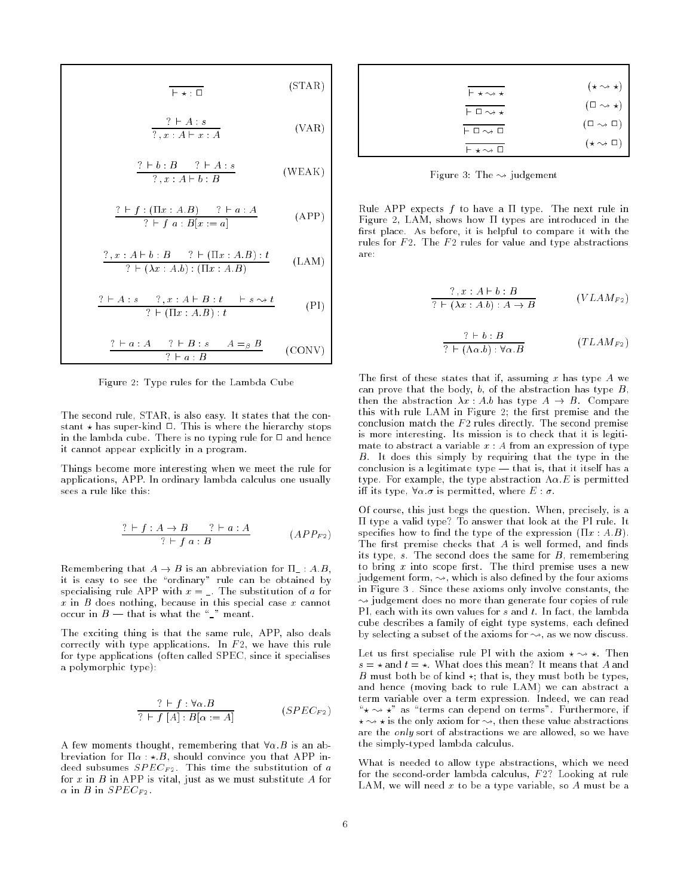$$\frac{}{\vdash \star : \Box} \quad \text{(STAR)}$$

$$\frac{\Gamma \vdash A : s}{\Gamma, x : A \vdash x : A} \quad \text{(VAR)}$$

$$\frac{\Gamma \vdash b : B \quad \Gamma \vdash A : s}{\Gamma, x : A \vdash b : B} \quad \text{(WEAK)}$$

$$\frac{\Gamma \vdash f : (\Pi x : A.B) \quad \Gamma \vdash a : A}{\Gamma \vdash f\ a : B[x := a]} \quad \text{(APP)}$$

$$\frac{\Gamma, x : A \vdash b : B \quad \Gamma \vdash (\Pi x : A.B) : t}{\Gamma \vdash (\lambda x : A.b) : (\Pi x : A.B)} \quad \text{(LAM)}$$

$$\frac{\Gamma \vdash A : s \quad \Gamma, x : A \vdash B : t \quad \vdash s \rightsquigarrow t}{\Gamma \vdash (\Pi x : A.B) : t} \quad \text{(PI)}$$

$$\frac{\Gamma \vdash a : A \quad \Gamma \vdash B : s \quad A =_\beta B}{\Gamma \vdash a : B} \quad \text{(CONV)}$$

Figure 2: Type rules for the Lambda Cube

The second rule, STAR, is also easy. It states that the constant $\star$ has super-kind $\Box$. This is where the hierarchy stops in the lambda cube. There is no typing rule for $\Box$ and hence it cannot appear explicitly in a program.

Things become more interesting when we meet the rule for applications, APP. In ordinary lambda calculus one usually sees a rule like this:

$$\frac{\Gamma \vdash f : A \rightarrow B \quad \Gamma \vdash a : A}{\Gamma \vdash f\ a : B} \quad (APP_{F2})$$

Remembering that $A \rightarrow B$ is an abbreviation for $\Pi\_ : A.B$, it is easy to see the "ordinary" rule can be obtained by specialising rule APP with $x = \_$. The substitution of $a$ for $x$ in $B$ does nothing, because in this special case $x$ cannot occur in $B$ — that is what the "_" meant.

The exciting thing is that the same rule, APP, also deals correctly with type applications. In $F2$, we have this rule for type applications (often called SPEC, since it specialises a polymorphic type):

$$\frac{\Gamma \vdash f : \forall \alpha.B}{\Gamma \vdash f\ [A] : B[\alpha := A]} \quad (SPEC_{F2})$$

A few moments thought, remembering that $\forall\alpha.B$ is an abbreviation for $\Pi\alpha : \star.B$, should convince you that APP indeed subsumes $SPEC_{F2}$. This time the substitution of $a$ for $x$ in $B$ in APP is vital, just as we must substitute $A$ for $\alpha$ in $B$ in $SPEC_{F2}$.

$$\frac{}{\vdash \star \rightsquigarrow \star} \quad (\star \rightsquigarrow \star)$$

$$\frac{}{\vdash \Box \rightsquigarrow \star} \quad (\Box \rightsquigarrow \star)$$

$$\frac{}{\vdash \Box \rightsquigarrow \Box} \quad (\Box \rightsquigarrow \Box)$$

$$\frac{}{\vdash \star \rightsquigarrow \Box} \quad (\star \rightsquigarrow \Box)$$

Figure 3: The $\rightsquigarrow$ judgement

Rule APP expects $f$ to have a $\Pi$ type. The next rule in Figure 2, LAM, shows how $\Pi$ types are introduced in the first place. As before, it is helpful to compare it with the rules for $F2$. The $F2$ rules for value and type abstractions are:

$$\frac{\Gamma, x : A \vdash b : B}{\Gamma \vdash (\lambda x : A.b) : A \rightarrow B} \quad (VLAM_{F2})$$

$$\frac{\Gamma \vdash b : B}{\Gamma \vdash (\Lambda\alpha.b) : \forall\alpha.B} \quad (TLAM_{F2})$$

The first of these states that if, assuming $x$ has type $A$ we can prove that the body, $b$, of the abstraction has type $B$, then the abstraction $\lambda x : A.b$ has type $A \rightarrow B$. Compare this with rule LAM in Figure 2; the first premise and the conclusion match the $F2$ rules directly. The second premise is more interesting. Its mission is to check that it is legitimate to abstract a variable $x : A$ from an expression of type $B$. It does this simply by requiring that the type in the conclusion is a legitimate type — that is, that it itself has a type. For example, the type abstraction $\Lambda\alpha.E$ is permitted iff its type, $\forall\alpha.\sigma$ is permitted, where $E : \sigma$.

Of course, this just begs the question. When, precisely, is a $\Pi$ type a valid type? To answer that look at the PI rule. It specifies how to find the type of the expression $(\Pi x : A.B)$. The first premise checks that $A$ is well formed, and finds its type, $s$. The second does the same for $B$, remembering to bring $x$ into scope first. The third premise uses a new judgement form, $\rightsquigarrow$, which is also defined by the four axioms in Figure 3. Since these axioms only involve constants, the $\rightsquigarrow$ judgement does no more than generate four copies of rule PI, each with its own values for $s$ and $t$. In fact, the lambda cube describes a family of eight type systems, each defined by selecting a subset of the axioms for $\rightsquigarrow$, as we now discuss.

Let us first specialise rule PI with the axiom $\star \rightsquigarrow \star$. Then $s = \star$ and $t = \star$. What does this mean? It means that $A$ and $B$ must both be of kind $\star$; that is, they must both be types, and hence (moving back to rule LAM) we can abstract a term variable over a term expression. Indeed, we can read "$\star \rightsquigarrow \star$" as "terms can depend on terms". Furthermore, if $\star \rightsquigarrow \star$ is the only axiom for $\rightsquigarrow$, then these value abstractions are the *only* sort of abstractions we are allowed, so we have the simply-typed lambda calculus.

What is needed to allow type abstractions, which we need for the second-order lambda calculus, $F2$? Looking at rule LAM, we will need $x$ to be a type variable, so $A$ must be a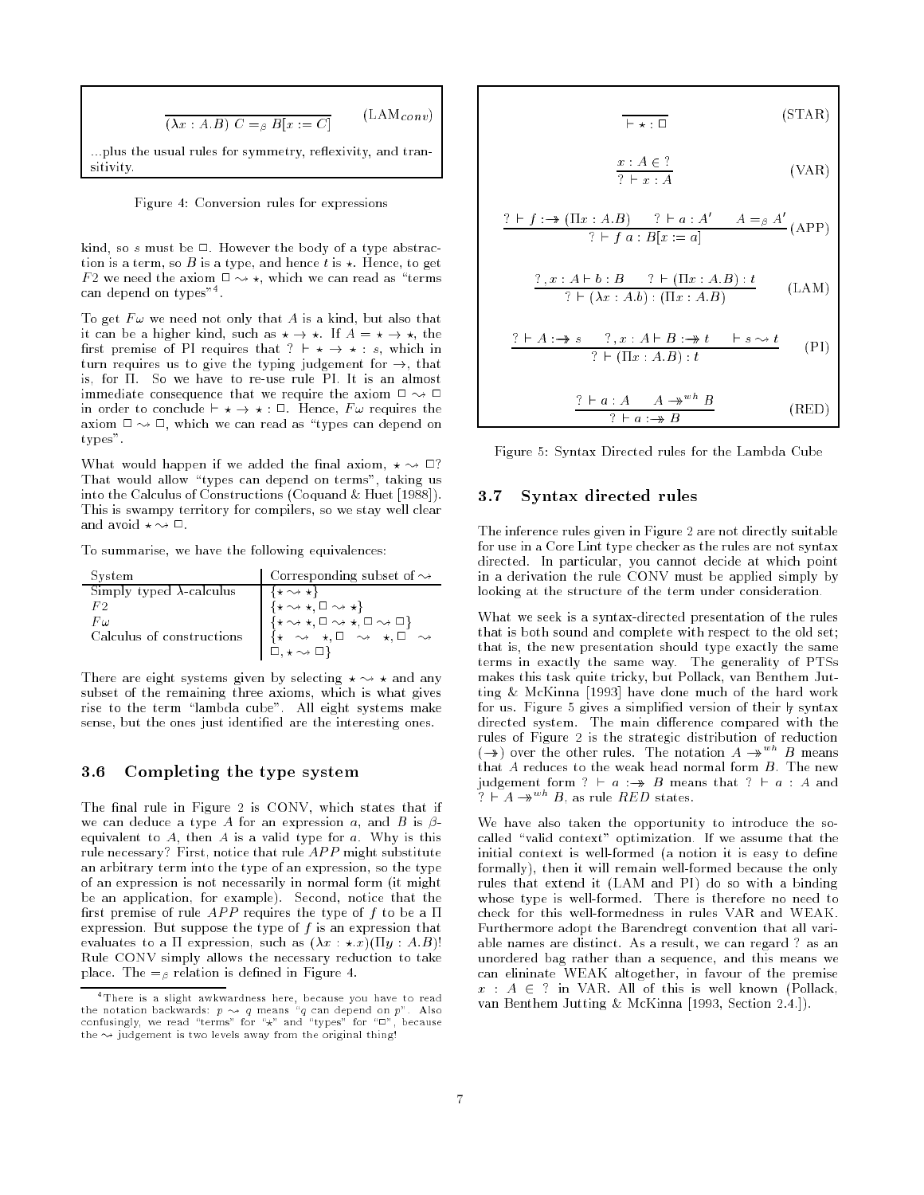$$\frac{}{(\lambda x : A.B)\ C =_\beta B[x := C]} \quad (\text{LAM}_{conv})$$

...plus the usual rules for symmetry, reflexivity, and transitivity.

Figure 4: Conversion rules for expressions

kind, so $s$ must be $\Box$. However the body of a type abstraction is a term, so $B$ is a type, and hence $t$ is $\star$. Hence, to get $F2$ we need the axiom $\Box \rightsquigarrow \star$, which we can read as "terms can depend on types"[4].

To get $F\omega$ we need not only that $A$ is a kind, but also that it can be a higher kind, such as $\star \to \star$. If $A = \star \to \star$, the first premise of PI requires that $\Gamma \vdash \star \to \star : s$, which in turn requires us to give the typing judgement for $\to$, that is, for $\Pi$. So we have to re-use rule PI. It is an almost immediate consequence that we require the axiom $\Box \rightsquigarrow \Box$ in order to conclude $\vdash \star \to \star : \Box$. Hence, $F\omega$ requires the axiom $\Box \rightsquigarrow \Box$, which we can read as "types can depend on types".

What would happen if we added the final axiom, $\star \rightsquigarrow \Box$? That would allow "types can depend on terms", taking us into the Calculus of Constructions (Coquand & Huet [1988]). This is swampy territory for compilers, so we stay well clear and avoid $\star \rightsquigarrow \Box$.

To summarise, we have the following equivalences:

| System | Corresponding subset of $\rightsquigarrow$ |
|---|---|
| Simply typed $\lambda$-calculus | $\{\star \rightsquigarrow \star\}$ |
| $F2$ | $\{\star \rightsquigarrow \star, \Box \rightsquigarrow \star\}$ |
| $F\omega$ | $\{\star \rightsquigarrow \star, \Box \rightsquigarrow \star, \Box \rightsquigarrow \Box\}$ |
| Calculus of constructions | $\{\star \rightsquigarrow \star, \Box \rightsquigarrow \star, \Box \rightsquigarrow \Box, \star \rightsquigarrow \Box\}$ |

There are eight systems given by selecting $\star \rightsquigarrow \star$ and any subset of the remaining three axioms, which is what gives rise to the term "lambda cube". All eight systems make sense, but the ones just identified are the interesting ones.

### 3.6 Completing the type system

The final rule in Figure 2 is CONV, which states that if we can deduce a type $A$ for an expression $a$, and $B$ is $\beta$-equivalent to $A$, then $A$ is a valid type for $a$. Why is this rule necessary? First, notice that rule $APP$ might substitute an arbitrary term into the type of an expression, so the type of an expression is not necessarily in normal form (it might be an application, for example). Second, notice that the first premise of rule $APP$ requires the type of $f$ to be a $\Pi$ expression. But suppose the type of $f$ is an expression that evaluates to a $\Pi$ expression, such as $(\lambda x : \star.x)(\Pi y : A.B)$! Rule CONV simply allows the necessary reduction to take place. The $=_\beta$ relation is defined in Figure 4.

[4] There is a slight awkwardness here, because you have to read the notation backwards: $p \rightsquigarrow q$ means "$q$ can depend on $p$". Also confusingly, we read "terms" for "$\star$" and "types" for "$\Box$", because the $\rightsquigarrow$ judgement is two levels away from the original thing!

$$\frac{}{\vdash \star : \Box} \quad (\text{STAR})$$

$$\frac{x : A \in \Gamma}{\Gamma \vdash x : A} \quad (\text{VAR})$$

$$\frac{\Gamma \vdash f :\twoheadrightarrow (\Pi x : A.B) \quad \Gamma \vdash a : A' \quad A =_\beta A'}{\Gamma \vdash f\ a : B[x := a]} \quad (\text{APP})$$

$$\frac{\Gamma, x : A \vdash b : B \quad \Gamma \vdash (\Pi x : A.B) : t}{\Gamma \vdash (\lambda x : A.b) : (\Pi x : A.B)} \quad (\text{LAM})$$

$$\frac{\Gamma \vdash A :\twoheadrightarrow s \quad \Gamma, x : A \vdash B :\twoheadrightarrow t \quad \vdash s \rightsquigarrow t}{\Gamma \vdash (\Pi x : A.B) : t} \quad (\text{PI})$$

$$\frac{\Gamma \vdash a : A \quad A \twoheadrightarrow^{wh} B}{\Gamma \vdash a :\twoheadrightarrow B} \quad (\text{RED})$$

Figure 5: Syntax Directed rules for the Lambda Cube

### 3.7 Syntax directed rules

The inference rules given in Figure 2 are not directly suitable for use in a Core Lint type checker as the rules are not syntax directed. In particular, you cannot decide at which point in a derivation the rule CONV must be applied simply by looking at the structure of the term under consideration.

What we seek is a syntax-directed presentation of the rules that is both sound and complete with respect to the old set; that is, the new presentation should type exactly the same terms in exactly the same way. The generality of PTSs makes this task quite tricky, but Pollack, van Benthem Jutting & McKinna [1993] have done much of the hard work for us. Figure 5 gives a simplified version of their $\vdash_{sd}$ syntax directed system. The main difference compared with the rules of Figure 2 is the strategic distribution of reduction ($\twoheadrightarrow$) over the other rules. The notation $A \twoheadrightarrow^{wh} B$ means that $A$ reduces to the weak head normal form $B$. The new judgement form $\Gamma \vdash a :\twoheadrightarrow B$ means that $\Gamma \vdash a : A$ and $\Gamma \vdash A \twoheadrightarrow^{wh} B$, as rule $RED$ states.

We have also taken the opportunity to introduce the so-called "valid context" optimization. If we assume that the initial context is well-formed (a notion it is easy to define formally), then it will remain well-formed because the only rules that extend it (LAM and PI) do so with a binding whose type is well-formed. There is therefore no need to check for this well-formedness in rules VAR and WEAK. Furthermore adopt the Barendregt convention that all variable names are distinct. As a result, we can regard $\Gamma$ as an unordered bag rather than a sequence, and this means we can elininate WEAK altogether, in favour of the premise $x : A \in \Gamma$ in VAR. All of this is well known (Pollack, van Benthem Jutting & McKinna [1993, Section 2.4.]).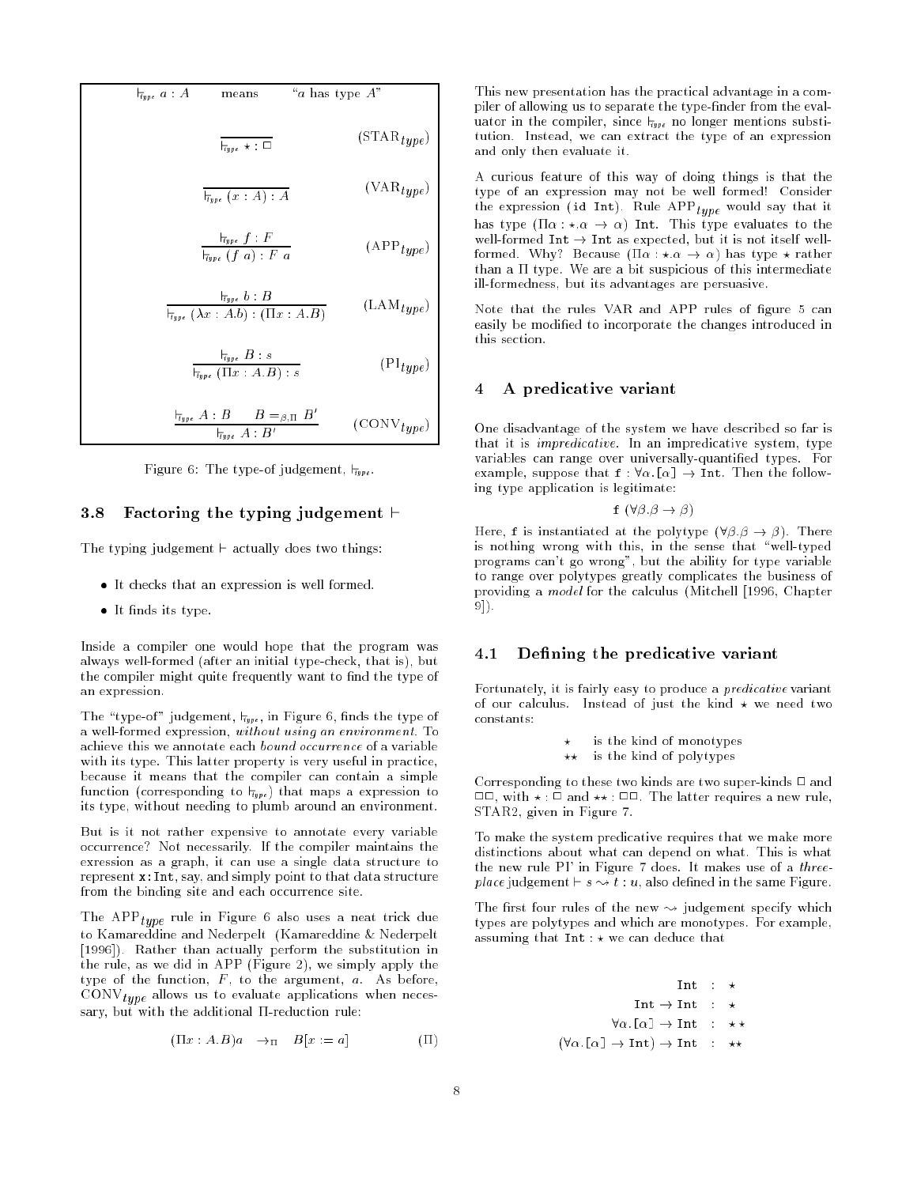$\vdash_{type} a : A$ means "$a$ has type $A$"

$$\frac{}{\vdash_{type} \star : \Box} \quad (\text{STAR}_{type})$$

$$\frac{}{\vdash_{type} (x : A) : A} \quad (\text{VAR}_{type})$$

$$\frac{\vdash_{type} f : F}{\vdash_{type} (f\ a) : F\ a} \quad (\text{APP}_{type})$$

$$\frac{\vdash_{type} b : B}{\vdash_{type} (\lambda x : A.b) : (\Pi x : A.B)} \quad (\text{LAM}_{type})$$

$$\frac{\vdash_{type} B : s}{\vdash_{type} (\Pi x : A.B) : s} \quad (\text{PI}_{type})$$

$$\frac{\vdash_{type} A : B \qquad B =_{\beta,\Pi} B'}{\vdash_{type} A : B'} \quad (\text{CONV}_{type})$$

Figure 6: The type-of judgement, $\vdash_{type}$.

### 3.8 Factoring the typing judgement $\vdash$

The typing judgement $\vdash$ actually does two things:

- It checks that an expression is well formed.
- It finds its type.

Inside a compiler one would hope that the program was always well-formed (after an initial type-check, that is), but the compiler might quite frequently want to find the type of an expression.

The "type-of" judgement, $\vdash_{type}$, in Figure 6, finds the type of a well-formed expression, *without using an environment*. To achieve this we annotate each *bound occurrence* of a variable with its type. This latter property is very useful in practice, because it means that the compiler can contain a simple function (corresponding to $\vdash_{type}$) that maps a expression to its type, without needing to plumb around an environment.

But is it not rather expensive to annotate every variable occurrence? Not necessarily. If the compiler maintains the exression as a graph, it can use a single data structure to represent `x:Int`, say, and simply point to that data structure from the binding site and each occurrence site.

The $\text{APP}_{type}$ rule in Figure 6 also uses a neat trick due to Kamareddine and Nederpelt (Kamareddine & Nederpelt [1996]). Rather than actually perform the substitution in the rule, as we did in APP (Figure 2), we simply apply the type of the function, $F$, to the argument, $a$. As before, $\text{CONV}_{type}$ allows us to evaluate applications when necessary, but with the additional $\Pi$-reduction rule:

$$(\Pi x : A.B)a \quad \rightarrow_{\Pi} \quad B[x := a] \qquad (\Pi)$$

This new presentation has the practical advantage in a compiler of allowing us to separate the type-finder from the evaluator in the compiler, since $\vdash_{type}$ no longer mentions substitution. Instead, we can extract the type of an expression and only then evaluate it.

A curious feature of this way of doing things is that the type of an expression may not be well formed! Consider the expression `(id Int)`. Rule $\text{APP}_{type}$ would say that it has type $(\Pi\alpha : \star.\alpha \rightarrow \alpha)$ `Int`. This type evaluates to the well-formed `Int` $\rightarrow$ `Int` as expected, but it is not itself well-formed. Why? Because $(\Pi\alpha : \star.\alpha \rightarrow \alpha)$ has type $\star$ rather than a $\Pi$ type. We are a bit suspicious of this intermediate ill-formedness, but its advantages are persuasive.

Note that the rules VAR and APP rules of figure 5 can easily be modified to incorporate the changes introduced in this section.

## 4 A predicative variant

One disadvantage of the system we have described so far is that it is *impredicative*. In an impredicative system, type variables can range over universally-quantified types. For example, suppose that `f` : $\forall\alpha.$`[`$\alpha$`]` $\rightarrow$ `Int`. Then the following type application is legitimate:

$$\texttt{f}\ (\forall\beta.\beta \rightarrow \beta)$$

Here, `f` is instantiated at the polytype $(\forall\beta.\beta \rightarrow \beta)$. There is nothing wrong with this, in the sense that "well-typed programs can't go wrong", but the ability for type variable to range over polytypes greatly complicates the business of providing a *model* for the calculus (Mitchell [1996, Chapter 9]).

### 4.1 Defining the predicative variant

Fortunately, it is fairly easy to produce a *predicative* variant of our calculus. Instead of just the kind $\star$ we need two constants:

$\star$ is the kind of monotypes
$\star\star$ is the kind of polytypes

Corresponding to these two kinds are two super-kinds $\Box$ and $\Box\Box$, with $\star : \Box$ and $\star\star : \Box\Box$. The latter requires a new rule, STAR2, given in Figure 7.

To make the system predicative requires that we make more distinctions about what can depend on what. This is what the new rule PI' in Figure 7 does. It makes use of a *three-place* judgement $\vdash s \rightsquigarrow t : u$, also defined in the same Figure.

The first four rules of the new $\rightsquigarrow$ judgement specify which types are polytypes and which are monotypes. For example, assuming that `Int` : $\star$ we can deduce that

$$
\begin{aligned}
\texttt{Int} &: \star \\
\texttt{Int} \rightarrow \texttt{Int} &: \star \\
\forall\alpha.\texttt{[}\alpha\texttt{]} \rightarrow \texttt{Int} &: \star\star \\
(\forall\alpha.\texttt{[}\alpha\texttt{]} \rightarrow \texttt{Int}) \rightarrow \texttt{Int} &: \star\star
\end{aligned}
$$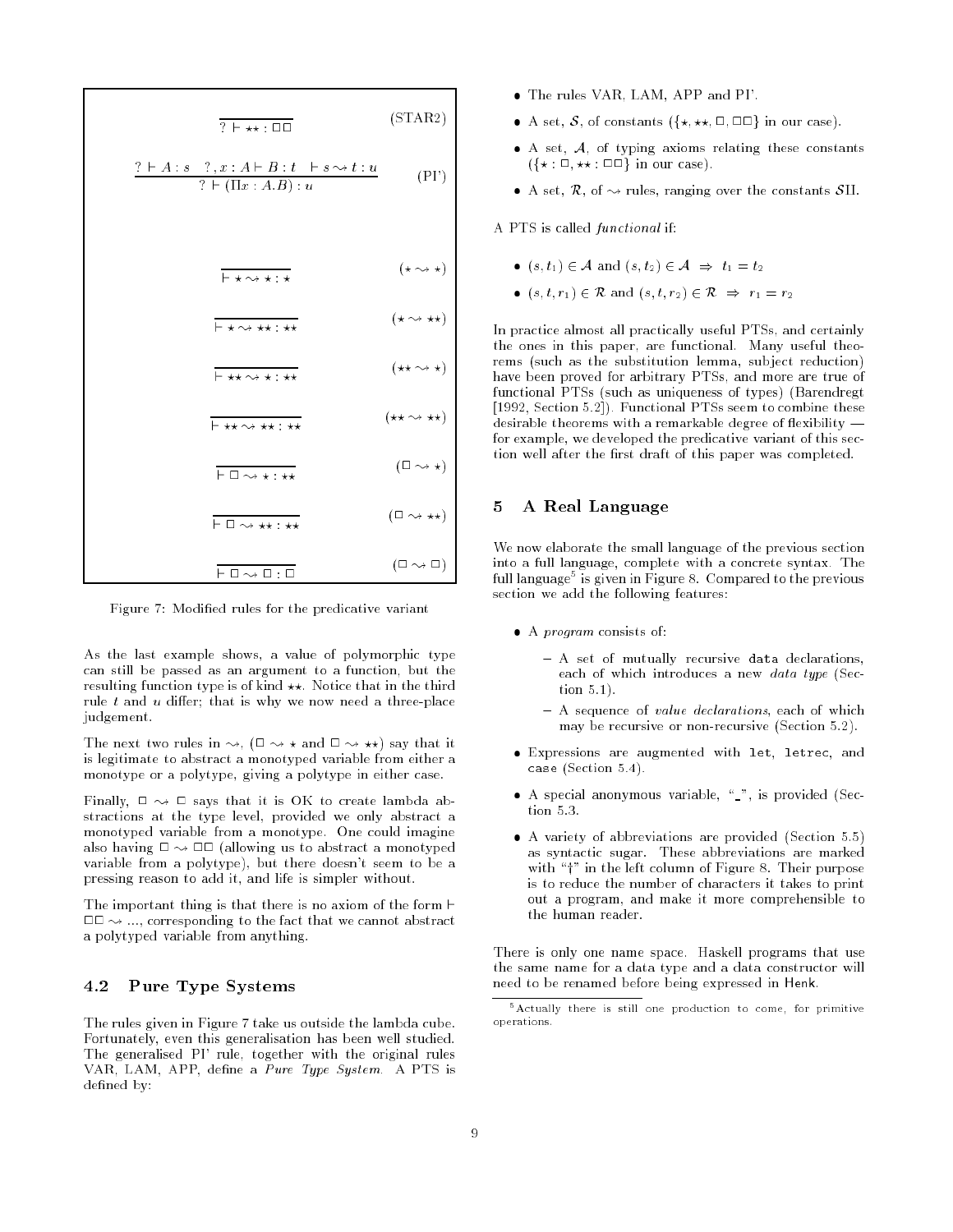$$\frac{}{\Gamma \vdash \star\star : \square\square} \quad \text{(STAR2)}$$

$$\frac{\Gamma \vdash A : s \quad \Gamma, x : A \vdash B : t \quad \vdash s \rightsquigarrow t : u}{\Gamma \vdash (\Pi x : A . B) : u} \quad \text{(PI')}$$

$$\frac{}{\vdash \star \rightsquigarrow \star : \star} \quad (\star \rightsquigarrow \star)$$

$$\frac{}{\vdash \star \rightsquigarrow \star\star : \star\star} \quad (\star \rightsquigarrow \star\star)$$

$$\frac{}{\vdash \star\star \rightsquigarrow \star : \star\star} \quad (\star\star \rightsquigarrow \star)$$

$$\frac{}{\vdash \star\star \rightsquigarrow \star\star : \star\star} \quad (\star\star \rightsquigarrow \star\star)$$

$$\frac{}{\vdash \square \rightsquigarrow \star : \star\star} \quad (\square \rightsquigarrow \star)$$

$$\frac{}{\vdash \square \rightsquigarrow \star\star : \star\star} \quad (\square \rightsquigarrow \star\star)$$

$$\frac{}{\vdash \square \rightsquigarrow \square : \square} \quad (\square \rightsquigarrow \square)$$

Figure 7: Modified rules for the predicative variant

As the last example shows, a value of polymorphic type can still be passed as an argument to a function, but the resulting function type is of kind $\star\star$. Notice that in the third rule $t$ and $u$ differ; that is why we now need a three-place judgement.

The next two rules in $\rightsquigarrow$, ($\square \rightsquigarrow \star$ and $\square \rightsquigarrow \star\star$) say that it is legitimate to abstract a monotyped variable from either a monotype or a polytype, giving a polytype in either case.

Finally, $\square \rightsquigarrow \square$ says that it is OK to create lambda abstractions at the type level, provided we only abstract a monotyped variable from a monotype. One could imagine also having $\square \rightsquigarrow \square\square$ (allowing us to abstract a monotyped variable from a polytype), but there doesn't seem to be a pressing reason to add it, and life is simpler without.

The important thing is that there is no axiom of the form $\vdash \square\square \rightsquigarrow ...$, corresponding to the fact that we cannot abstract a polytyped variable from anything.

### 4.2 Pure Type Systems

The rules given in Figure 7 take us outside the lambda cube. Fortunately, even this generalisation has been well studied. The generalised PI' rule, together with the original rules VAR, LAM, APP, define a *Pure Type System*. A PTS is defined by:

- The rules VAR, LAM, APP and PI'.
- A set, $\mathcal{S}$, of constants ($\{\star, \star\star, \square, \square\square\}$ in our case).
- A set, $\mathcal{A}$, of typing axioms relating these constants ($\{\star : \square, \star\star : \square\square\}$ in our case).
- A set, $\mathcal{R}$, of $\rightsquigarrow$ rules, ranging over the constants $\mathcal{S}\Pi$.

A PTS is called *functional* if:

- $(s, t_1) \in \mathcal{A}$ and $(s, t_2) \in \mathcal{A} \Rightarrow t_1 = t_2$
- $(s, t, r_1) \in \mathcal{R}$ and $(s, t, r_2) \in \mathcal{R} \Rightarrow r_1 = r_2$

In practice almost all practically useful PTSs, and certainly the ones in this paper, are functional. Many useful theorems (such as the substitution lemma, subject reduction) have been proved for arbitrary PTSs, and more are true of functional PTSs (such as uniqueness of types) (Barendregt [1992, Section 5.2]). Functional PTSs seem to combine these desirable theorems with a remarkable degree of flexibility — for example, we developed the predicative variant of this section well after the first draft of this paper was completed.

## 5 A Real Language

We now elaborate the small language of the previous section into a full language, complete with a concrete syntax. The full language[5] is given in Figure 8. Compared to the previous section we add the following features:

- A *program* consists of:
  - A set of mutually recursive `data` declarations, each of which introduces a new *data type* (Section 5.1).
  - A sequence of *value declarations*, each of which may be recursive or non-recursive (Section 5.2).
- Expressions are augmented with `let`, `letrec`, and `case` (Section 5.4).
- A special anonymous variable, "`_`", is provided (Section 5.3.
- A variety of abbreviations are provided (Section 5.5) as syntactic sugar. These abbreviations are marked with "†" in the left column of Figure 8. Their purpose is to reduce the number of characters it takes to print out a program, and make it more comprehensible to the human reader.

There is only one name space. Haskell programs that use the same name for a data type and a data constructor will need to be renamed before being expressed in Henk.

[5] Actually there is still one production to come, for primitive operations.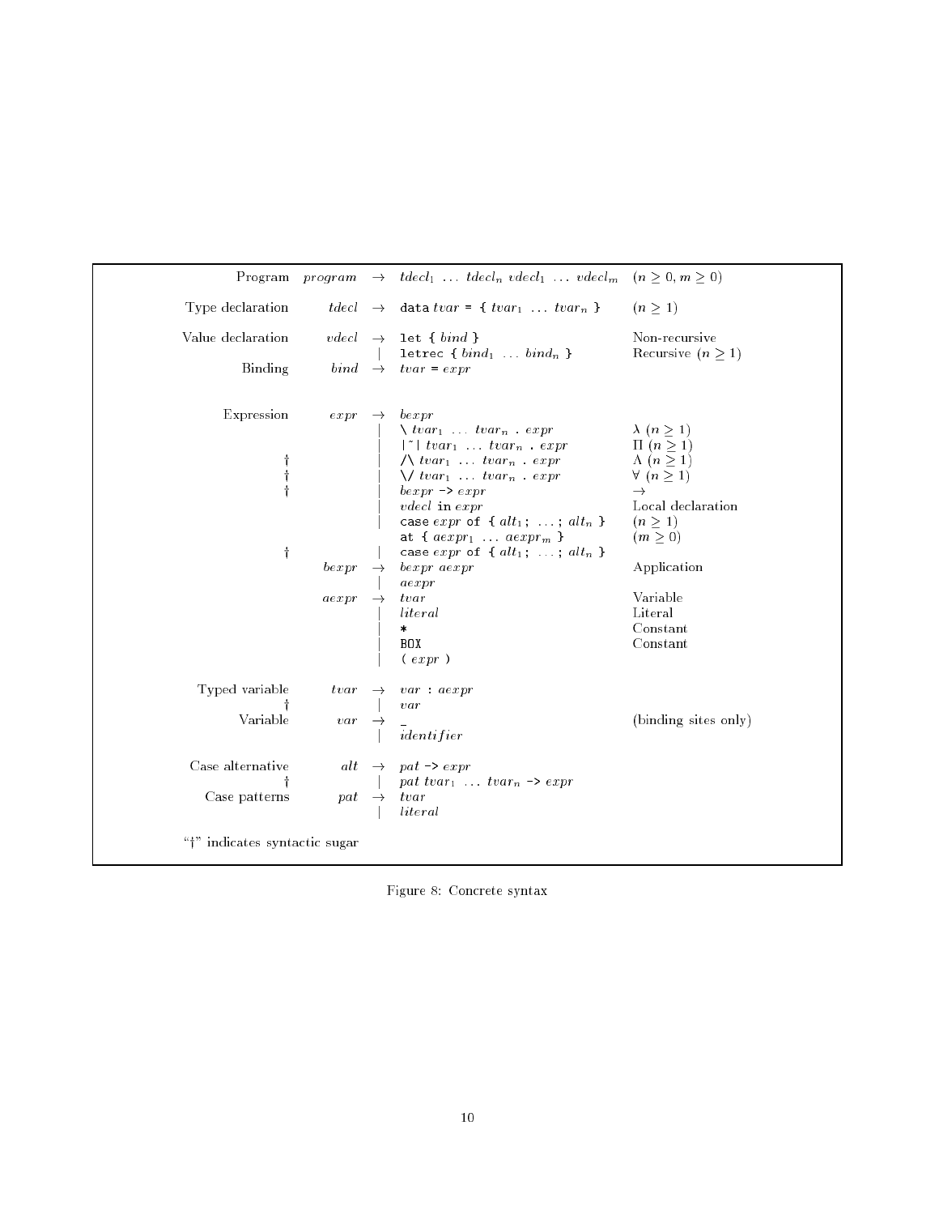```
Program              program → tdecl_1 … tdecl_n vdecl_1 … vdecl_m     (n ≥ 0, m ≥ 0)

Type declaration     tdecl   → data tvar = { tvar_1 … tvar_n }         (n ≥ 1)

Value declaration    vdecl   → let { bind }                            Non-recursive
                             | letrec { bind_1 … bind_n }              Recursive (n ≥ 1)
Binding              bind    → tvar = expr


Expression           expr    → bexpr
                             | \ tvar_1 … tvar_n . expr                λ (n ≥ 1)
                             | |~| tvar_1 … tvar_n . expr              Π (n ≥ 1)
      †                      | /\ tvar_1 … tvar_n . expr               Λ (n ≥ 1)
      †                      | \/ tvar_1 … tvar_n . expr               ∀ (n ≥ 1)
      †                      | bexpr -> expr                           →
                             | vdecl in expr                           Local declaration
                             | case expr of { alt_1; …; alt_n }        (n ≥ 1)
                               at { aexpr_1 … aexpr_m }                (m ≥ 0)
      †                      | case expr of { alt_1; …; alt_n }
                     bexpr   → bexpr aexpr                             Application
                             | aexpr
                     aexpr   → tvar                                    Variable
                             | literal                                 Literal
                             | *                                       Constant
                             | BOX                                     Constant
                             | ( expr )

Typed variable       tvar    → var : aexpr
      †                      | var
Variable             var     → _                                       (binding sites only)
                             | identifier

Case alternative     alt     → pat -> expr
      †                      | pat tvar_1 … tvar_n -> expr
Case patterns        pat     → tvar
                             | literal

"†" indicates syntactic sugar
```

Figure 8: Concrete syntax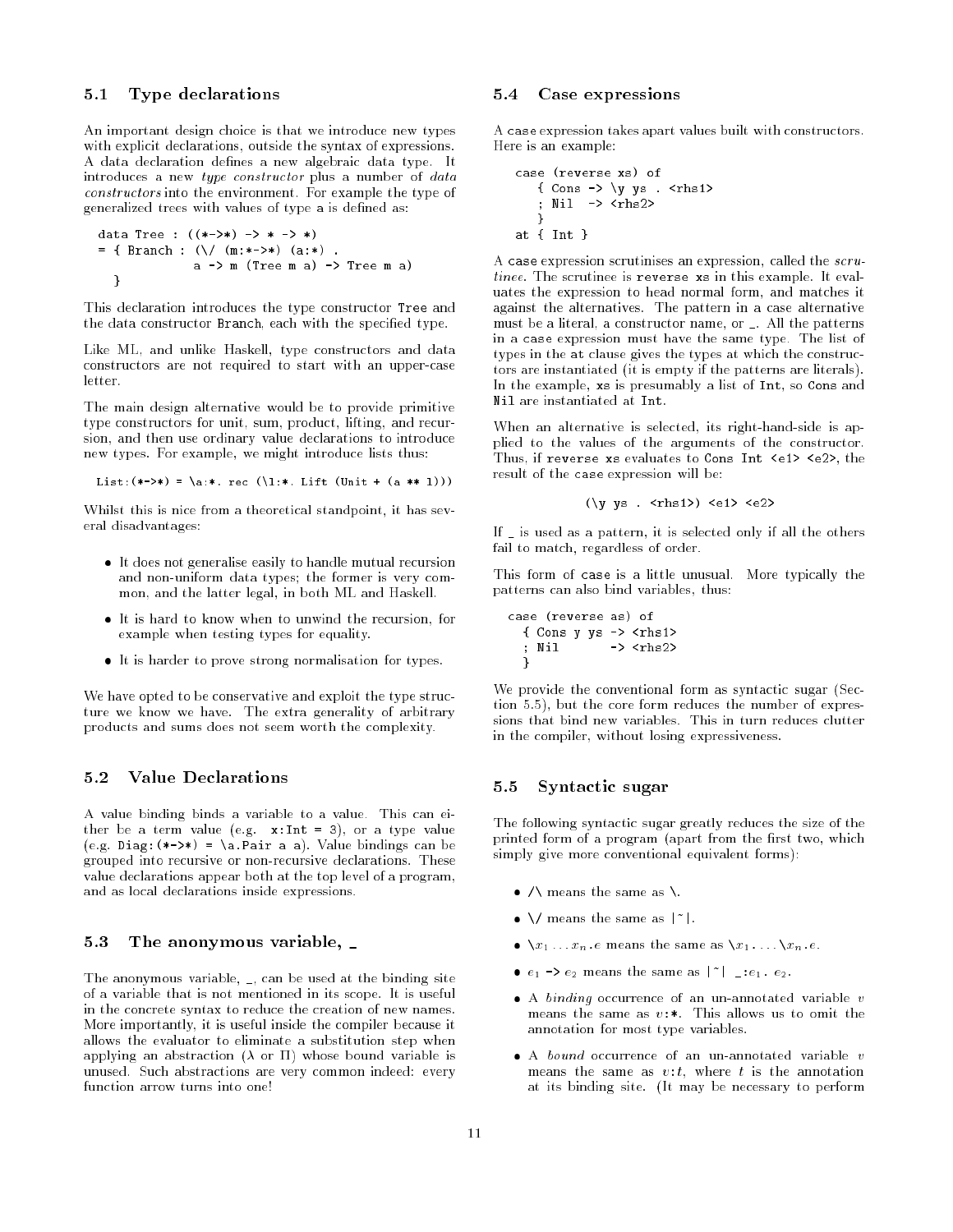### 5.1 Type declarations

An important design choice is that we introduce new types with explicit declarations, outside the syntax of expressions. A data declaration defines a new algebraic data type. It introduces a new *type constructor* plus a number of *data constructors* into the environment. For example the type of generalized trees with values of type a is defined as:

```
data Tree : ((*->*) -> * -> *)
= { Branch : (\/ (m:*->*) (a:*) .
              a -> m (Tree m a) -> Tree m a)
  }
```

This declaration introduces the type constructor Tree and the data constructor Branch, each with the specified type.

Like ML, and unlike Haskell, type constructors and data constructors are not required to start with an upper-case letter.

The main design alternative would be to provide primitive type constructors for unit, sum, product, lifting, and recursion, and then use ordinary value declarations to introduce new types. For example, we might introduce lists thus:

```
List:(*->*) = \a:*. rec (\l:*. Lift (Unit + (a ** l)))
```

Whilst this is nice from a theoretical standpoint, it has several disadvantages:

- It does not generalise easily to handle mutual recursion and non-uniform data types; the former is very common, and the latter legal, in both ML and Haskell.
- It is hard to know when to unwind the recursion, for example when testing types for equality.
- It is harder to prove strong normalisation for types.

We have opted to be conservative and exploit the type structure we know we have. The extra generality of arbitrary products and sums does not seem worth the complexity.

### 5.2 Value Declarations

A value binding binds a variable to a value. This can either be a term value (e.g. `x:Int = 3`), or a type value (e.g. `Diag:(*->*) = \a.Pair a a`). Value bindings can be grouped into recursive or non-recursive declarations. These value declarations appear both at the top level of a program, and as local declarations inside expressions.

### 5.3 The anonymous variable, _

The anonymous variable, _, can be used at the binding site of a variable that is not mentioned in its scope. It is useful in the concrete syntax to reduce the creation of new names. More importantly, it is useful inside the compiler because it allows the evaluator to eliminate a substitution step when applying an abstraction ($\lambda$ or $\Pi$) whose bound variable is unused. Such abstractions are very common indeed: every function arrow turns into one!

### 5.4 Case expressions

A case expression takes apart values built with constructors. Here is an example:

```
case (reverse xs) of
   { Cons -> \y ys . <rhs1>
   ; Nil  -> <rhs2>
   }
at { Int }
```

A case expression scrutinises an expression, called the *scrutinee*. The scrutinee is reverse xs in this example. It evaluates the expression to head normal form, and matches it against the alternatives. The pattern in a case alternative must be a literal, a constructor name, or _. All the patterns in a case expression must have the same type. The list of types in the at clause gives the types at which the constructors are instantiated (it is empty if the patterns are literals). In the example, xs is presumably a list of Int, so Cons and Nil are instantiated at Int.

When an alternative is selected, its right-hand-side is applied to the values of the arguments of the constructor. Thus, if reverse xs evaluates to Cons Int <e1> <e2>, the result of the case expression will be:

```
(\y ys . <rhs1>) <e1> <e2>
```

If _ is used as a pattern, it is selected only if all the others fail to match, regardless of order.

This form of case is a little unusual. More typically the patterns can also bind variables, thus:

```
case (reverse as) of
  { Cons y ys -> <rhs1>
  ; Nil       -> <rhs2>
  }
```

We provide the conventional form as syntactic sugar (Section 5.5), but the core form reduces the number of expressions that bind new variables. This in turn reduces clutter in the compiler, without losing expressiveness.

### 5.5 Syntactic sugar

The following syntactic sugar greatly reduces the size of the printed form of a program (apart from the first two, which simply give more conventional equivalent forms):

- `/\` means the same as `\`.
- `\/` means the same as `|~|`.
- `\`$x_1 \ldots x_n$`.`$e$ means the same as `\`$x_1$`. ... \`$x_n$`.`$e$.
- $e_1$ `->` $e_2$ means the same as `|~| _:`$e_1$`.` $e_2$.
- A *binding* occurrence of an un-annotated variable $v$ means the same as $v$`:*`. This allows us to omit the annotation for most type variables.
- A *bound* occurrence of an un-annotated variable $v$ means the same as $v$`:`$t$, where $t$ is the annotation at its binding site. (It may be necessary to perform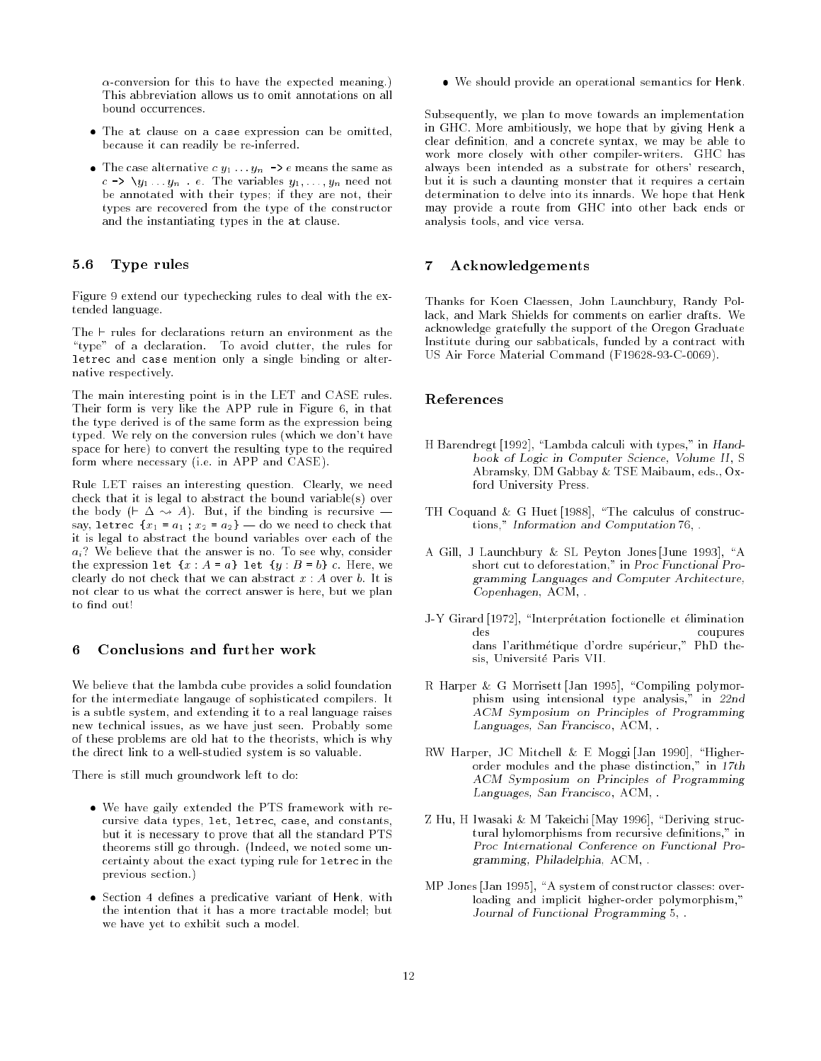$\alpha$-conversion for this to have the expected meaning.) This abbreviation allows us to omit annotations on all bound occurrences.

- The `at` clause on a `case` expression can be omitted, because it can readily be re-inferred.
- The case alternative $c\ y_1 \ldots y_n$ `->` $e$ means the same as $c$ `->` `\`$y_1 \ldots y_n$ `.` $e$. The variables $y_1, \ldots, y_n$ need not be annotated with their types; if they are not, their types are recovered from the type of the constructor and the instantiating types in the `at` clause.

### 5.6 Type rules

Figure 9 extend our typechecking rules to deal with the extended language.

The $\vdash$ rules for declarations return an environment as the "type" of a declaration. To avoid clutter, the rules for `letrec` and `case` mention only a single binding or alternative respectively.

The main interesting point is in the LET and CASE rules. Their form is very like the APP rule in Figure 6, in that the type derived is of the same form as the expression being typed. We rely on the conversion rules (which we don't have space for here) to convert the resulting type to the required form where necessary (i.e. in APP and CASE).

Rule LET raises an interesting question. Clearly, we need check that it is legal to abstract the bound variable(s) over the body ($\vdash \Delta \leadsto A$). But, if the binding is recursive — say, `letrec` $\{x_1$ `=` $a_1$ `;` $x_2$ `=` $a_2\}$ — do we need to check that it is legal to abstract the bound variables over each of the $a_i$? We believe that the answer is no. To see why, consider the expression `let` $\{x : A$ `=` $a\}$ `let` $\{y : B$ `=` $b\}$ $c$. Here, we clearly do not check that we can abstract $x : A$ over $b$. It is not clear to us what the correct answer is here, but we plan to find out!

## 6 Conclusions and further work

We believe that the lambda cube provides a solid foundation for the intermediate langauge of sophisticated compilers. It is a subtle system, and extending it to a real language raises new technical issues, as we have just seen. Probably some of these problems are old hat to the theorists, which is why the direct link to a well-studied system is so valuable.

There is still much groundwork left to do:

- We have gaily extended the PTS framework with recursive data types, `let`, `letrec`, `case`, and constants, but it is necessary to prove that all the standard PTS theorems still go through. (Indeed, we noted some uncertainty about the exact typing rule for `letrec` in the previous section.)
- Section 4 defines a predicative variant of Henk, with the intention that it has a more tractable model; but we have yet to exhibit such a model.
- We should provide an operational semantics for Henk.

Subsequently, we plan to move towards an implementation in GHC. More ambitiously, we hope that by giving Henk a clear definition, and a concrete syntax, we may be able to work more closely with other compiler-writers. GHC has always been intended as a substrate for others' research, but it is such a daunting monster that it requires a certain determination to delve into its innards. We hope that Henk may provide a route from GHC into other back ends or analysis tools, and vice versa.

## 7 Acknowledgements

Thanks for Koen Claessen, John Launchbury, Randy Pollack, and Mark Shields for comments on earlier drafts. We acknowledge gratefully the support of the Oregon Graduate Institute during our sabbaticals, funded by a contract with US Air Force Material Command (F19628-93-C-0069).

## References

H Barendregt [1992], "Lambda calculi with types," in *Handbook of Logic in Computer Science, Volume II*, S Abramsky, DM Gabbay & TSE Maibaum, eds., Oxford University Press.

TH Coquand & G Huet [1988], "The calculus of constructions," *Information and Computation* 76, .

A Gill, J Launchbury & SL Peyton Jones [June 1993], "A short cut to deforestation," in *Proc Functional Programming Languages and Computer Architecture, Copenhagen*, ACM, .

J-Y Girard [1972], "Interprétation foctionelle et élimination des coupures dans l'arithmétique d'ordre supérieur," PhD thesis, Université Paris VII.

R Harper & G Morrisett [Jan 1995], "Compiling polymorphism using intensional type analysis," in *22nd ACM Symposium on Principles of Programming Languages, San Francisco*, ACM, .

RW Harper, JC Mitchell & E Moggi [Jan 1990], "Higher-order modules and the phase distinction," in *17th ACM Symposium on Principles of Programming Languages, San Francisco*, ACM, .

Z Hu, H Iwasaki & M Takeichi [May 1996], "Deriving structural hylomorphisms from recursive definitions," in *Proc International Conference on Functional Programming, Philadelphia*, ACM, .

MP Jones [Jan 1995], "A system of constructor classes: overloading and implicit higher-order polymorphism," *Journal of Functional Programming* 5, .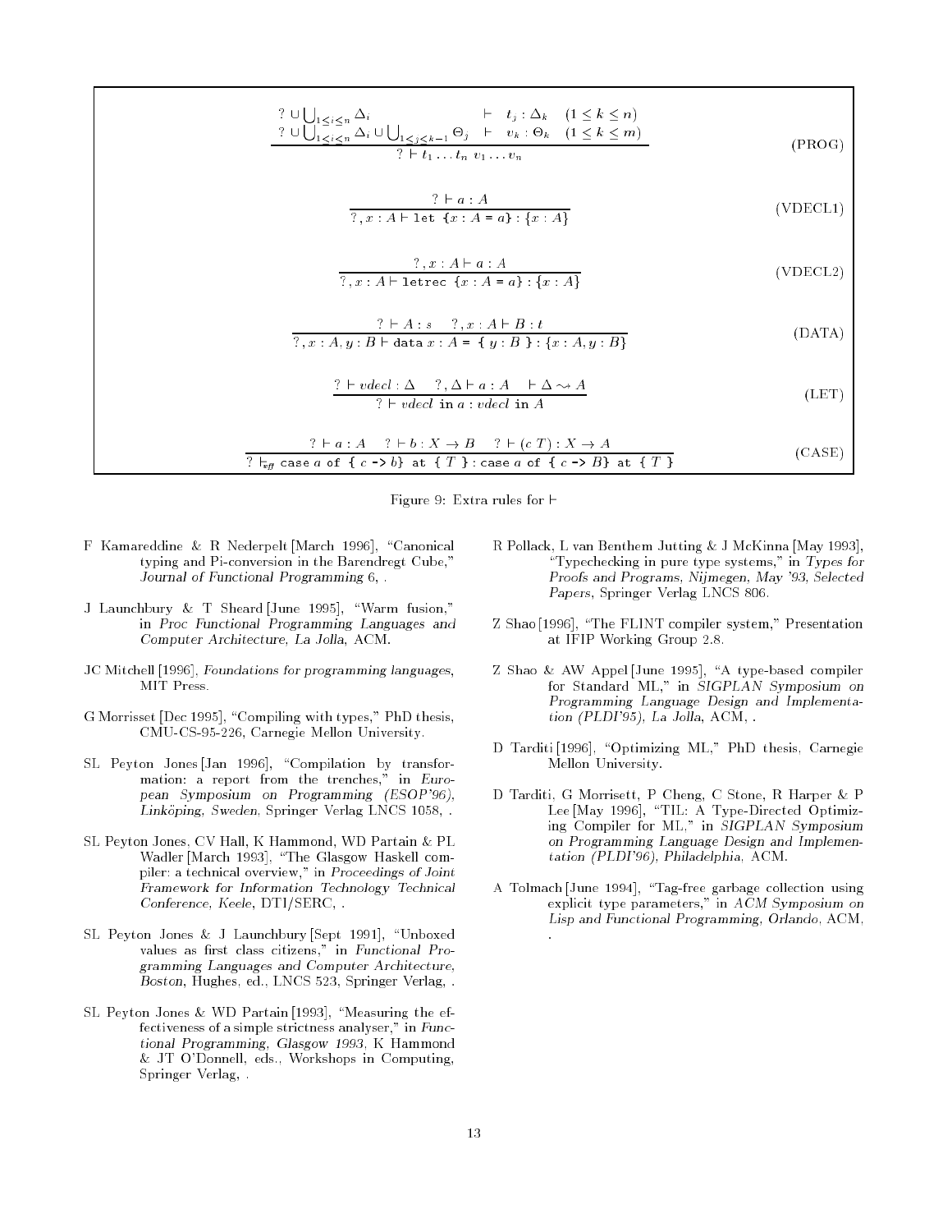$$\frac{\begin{array}{lll} ? \cup \bigcup_{1 \le i \le n} \Delta_i & \vdash \quad t_j : \Delta_k & (1 \le k \le n) \\ ? \cup \bigcup_{1 \le i \le n} \Delta_i \cup \bigcup_{1 \le j \le k-1} \Theta_j & \vdash \quad v_k : \Theta_k & (1 \le k \le m) \end{array}}{? \vdash t_1 \ldots t_n \; v_1 \ldots v_n} \qquad \text{(PROG)}$$

$$\frac{? \vdash a : A}{?, x : A \vdash \texttt{let } \{x : A \texttt{ = } a\} : \{x : A\}} \qquad \text{(VDECL1)}$$

$$\frac{?, x : A \vdash a : A}{?, x : A \vdash \texttt{letrec } \{x : A \texttt{ = } a\} : \{x : A\}} \qquad \text{(VDECL2)}$$

$$\frac{? \vdash A : s \quad ?, x : A \vdash B : t}{?, x : A, y : B \vdash \texttt{data } x : A \texttt{ = \{ } y : B \texttt{ \}} : \{x : A, y : B\}} \qquad \text{(DATA)}$$

$$\frac{? \vdash vdecl : \Delta \quad ?, \Delta \vdash a : A \quad \vdash \Delta \rightsquigarrow A}{? \vdash vdecl \texttt{ in } a : vdecl \texttt{ in } A} \qquad \text{(LET)}$$

$$\frac{? \vdash a : A \quad ? \vdash b : X \to B \quad ? \vdash (c\ T) : X \to A}{? \vdash_{\mathit{eff}} \texttt{case } a \texttt{ of \{ } c \texttt{ -> } b\texttt{\} at \{ } T \texttt{ \}} : \texttt{case } a \texttt{ of \{ } c \texttt{ -> } B\texttt{\} at \{ } T \texttt{ \}}} \qquad \text{(CASE)}$$

Figure 9: Extra rules for $\vdash$

F Kamareddine & R Nederpelt [March 1996], "Canonical typing and Pi-conversion in the Barendregt Cube," *Journal of Functional Programming* 6, .

J Launchbury & T Sheard [June 1995], "Warm fusion," in *Proc Functional Programming Languages and Computer Architecture, La Jolla*, ACM.

JC Mitchell [1996], *Foundations for programming languages*, MIT Press.

G Morrisset [Dec 1995], "Compiling with types," PhD thesis, CMU-CS-95-226, Carnegie Mellon University.

SL Peyton Jones [Jan 1996], "Compilation by transformation: a report from the trenches," in *European Symposium on Programming (ESOP'96), Linköping, Sweden*, Springer Verlag LNCS 1058, .

SL Peyton Jones, CV Hall, K Hammond, WD Partain & PL Wadler [March 1993], "The Glasgow Haskell compiler: a technical overview," in *Proceedings of Joint Framework for Information Technology Technical Conference, Keele*, DTI/SERC, .

SL Peyton Jones & J Launchbury [Sept 1991], "Unboxed values as first class citizens," in *Functional Programming Languages and Computer Architecture, Boston*, Hughes, ed., LNCS 523, Springer Verlag, .

SL Peyton Jones & WD Partain [1993], "Measuring the effectiveness of a simple strictness analyser," in *Functional Programming, Glasgow 1993*, K Hammond & JT O'Donnell, eds., Workshops in Computing, Springer Verlag, .

R Pollack, L van Benthem Jutting & J McKinna [May 1993], "Typechecking in pure type systems," in *Types for Proofs and Programs, Nijmegen, May '93, Selected Papers*, Springer Verlag LNCS 806.

Z Shao [1996], "The FLINT compiler system," Presentation at IFIP Working Group 2.8.

Z Shao & AW Appel [June 1995], "A type-based compiler for Standard ML," in *SIGPLAN Symposium on Programming Language Design and Implementation (PLDI'95), La Jolla*, ACM, .

D Tarditi [1996], "Optimizing ML," PhD thesis, Carnegie Mellon University.

D Tarditi, G Morrisett, P Cheng, C Stone, R Harper & P Lee [May 1996], "TIL: A Type-Directed Optimizing Compiler for ML," in *SIGPLAN Symposium on Programming Language Design and Implementation (PLDI'96), Philadelphia*, ACM.

A Tolmach [June 1994], "Tag-free garbage collection using explicit type parameters," in *ACM Symposium on Lisp and Functional Programming, Orlando*, ACM, .